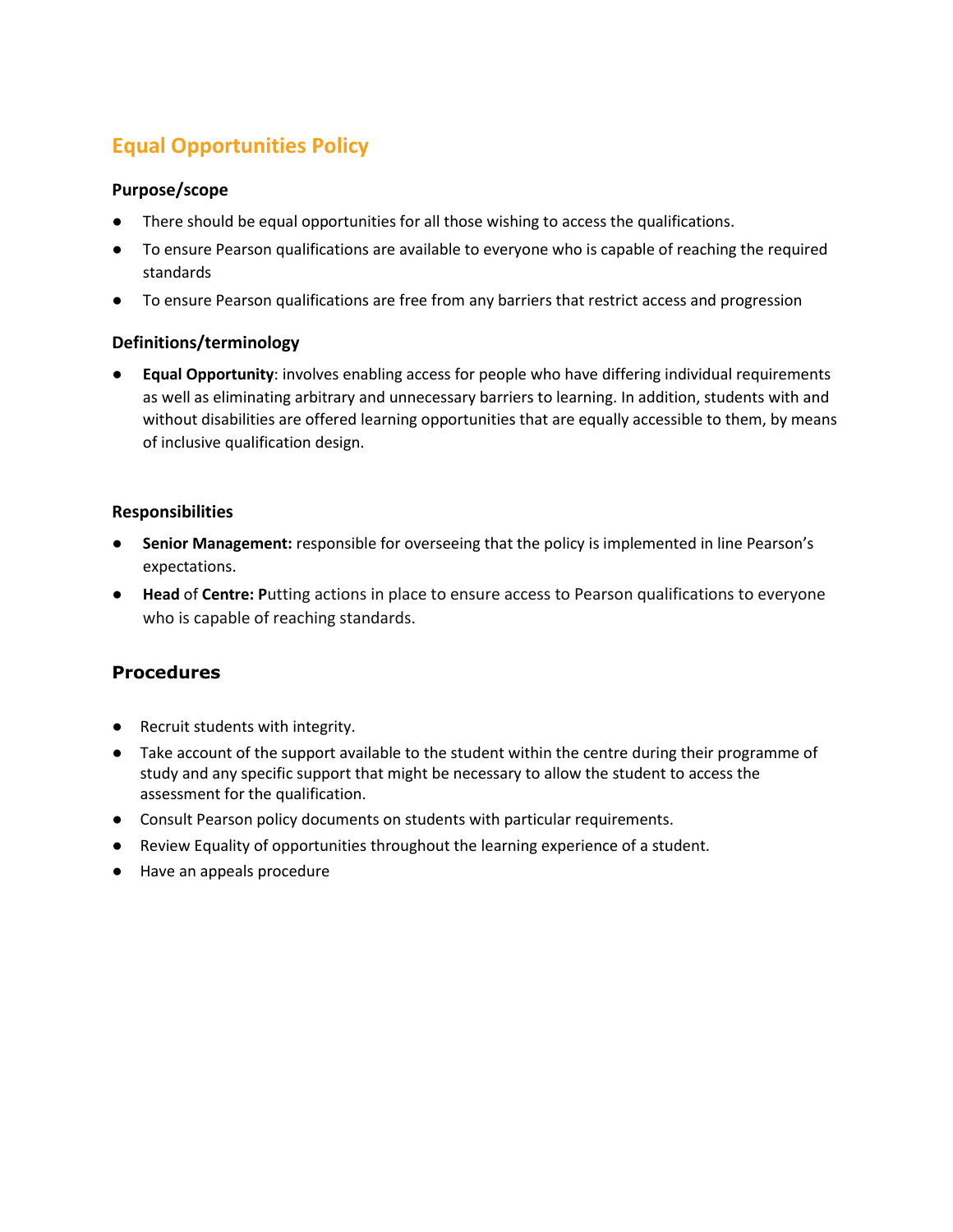# Equal Opportunities Policy

### Purpose/scope

- There should be equal opportunities for all those wishing to access the qualifications.
- To ensure Pearson qualifications are available to everyone who is capable of reaching the required standards
- To ensure Pearson qualifications are free from any barriers that restrict access and progression

### Definitions/terminology

- **Equal Opportunity**: involves enabling access for people who have differing individual requirements as well as eliminating arbitrary and unnecessary barriers to learning. In addition, students with and without disabilities are offered learning opportunities that are equally accessible to them, by means of inclusive qualification design.

### Responsibilities

- **Senior Management:** responsible for overseeing that the policy is implemented in line Pearson's expectations.
- **Head** of **Centre: P**utting actions in place to ensure access to Pearson qualifications to everyone who is capable of reaching standards.

## Procedures

- Recruit students with integrity.
- Take account of the support available to the student within the centre during their programme of study and any specific support that might be necessary to allow the student to access the assessment for the qualification.
- Consult Pearson policy documents on students with particular requirements.
- Review Equality of opportunities throughout the learning experience of a student.
- Have an appeals procedure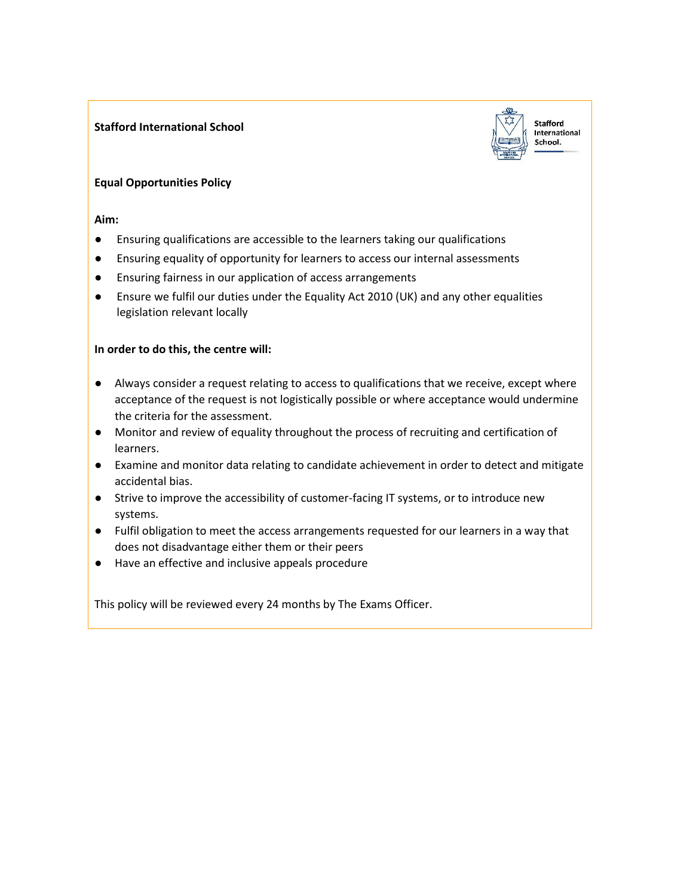**Stafford International School**

**Equal Opportunities Policy**

**Aim:**

- Ensuring qualifications are accessible to the learners taking our qualifications
- Ensuring equality of opportunity for learners to access our internal assessments
- Ensuring fairness in our application of access arrangements
- Ensure we fulfil our duties under the Equality Act 2010 (UK) and any other equalities legislation relevant locally

**In order to do this, the centre will:**

- Always consider a request relating to access to qualifications that we receive, except where acceptance of the request is not logistically possible or where acceptance would undermine the criteria for the assessment.
- Monitor and review of equality throughout the process of recruiting and certification of learners.
- Examine and monitor data relating to candidate achievement in order to detect and mitigate accidental bias.
- Strive to improve the accessibility of customer-facing IT systems, or to introduce new systems.
- Fulfil obligation to meet the access arrangements requested for our learners in a way that does not disadvantage either them or their peers
- Have an effective and inclusive appeals procedure

This policy will be reviewed every 24 months by The Exams Officer.